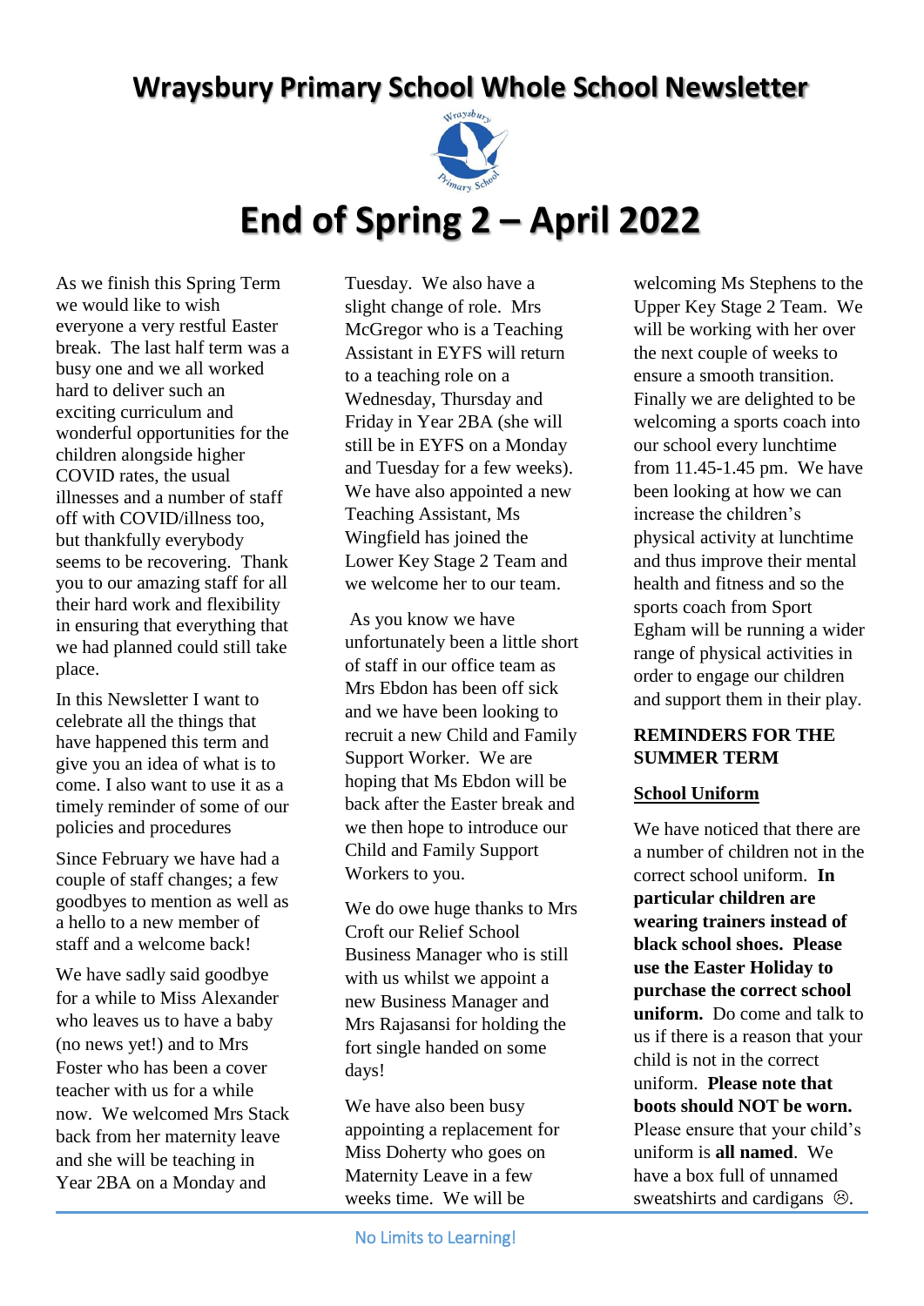# Wraysbury Primary School Whole School Newsletter

# End of Spring 2 – April 2022

As we finish this Spring Term we would like to wish everyone a very restful Easter break. The last half term was a busy one and we all worked hard to deliver such an exciting curriculum and wonderful opportunities for the children alongside higher COVID rates, the usual illnesses and a number of staff off with COVID/illness too, but thankfully everybody seems to be recovering. Thank you to our amazing staff for all their hard work and flexibility in ensuring that everything that we had planned could still take place.

In this Newsletter I want to celebrate all the things that have happened this term and give you an idea of what is to come. I also want to use it as a timely reminder of some of our policies and procedures

Since February we have had a couple of staff changes; a few goodbyes to mention as well as a hello to a new member of staff and a welcome back!

We have sadly said goodbye for a while to Miss Alexander who leaves us to have a baby (no news yet!) and to Mrs Foster who has been a cover teacher with us for a while now. We welcomed Mrs Stack back from her maternity leave and she will be teaching in Year 2BA on a Monday and Tuesday. We also have a slight change of role. Mrs McGregor who is a Teaching Assistant in EYFS will return to a teaching role on a Wednesday, Thursday and Friday in Year 2BA (she will still be in EYFS on a Monday and Tuesday for a few weeks). We have also appointed a new Teaching Assistant, Ms Wingfield has joined the Lower Key Stage 2 Team and we welcome her to our team.

As you know we have unfortunately been a little short of staff in our office team as Mrs Ebdon has been off sick and we have been looking to recruit a new Child and Family Support Worker. We are hoping that Ms Ebdon will be back after the Easter break and we then hope to introduce our Child and Family Support Workers to you.

We do owe huge thanks to Mrs Croft our Relief School Business Manager who is still with us whilst we appoint a new Business Manager and Mrs Rajasansi for holding the fort single handed on some days!

We have also been busy appointing a replacement for Miss Doherty who goes on Maternity Leave in a few weeks time. We will be welcoming Ms Stephens to the Upper Key Stage 2 Team. We will be working with her over the next couple of weeks to ensure a smooth transition. Finally we are delighted to be welcoming a sports coach into our school every lunchtime from 11.45-1.45 pm. We have been looking at how we can increase the children's physical activity at lunchtime and thus improve their mental health and fitness and so the sports coach from Sport Egham will be running a wider range of physical activities in order to engage our children and support them in their play.

## REMINDERS FOR THE SUMMER TERM

### School Uniform

We have noticed that there are a number of children not in the correct school uniform. **In particular children are wearing trainers instead of black school shoes. Please use the Easter Holiday to purchase the correct school uniform.** Do come and talk to us if there is a reason that your child is not in the correct uniform. **Please note that boots should NOT be worn.** Please ensure that your child's uniform is **all named**. We have a box full of unnamed sweatshirts and cardigans ☹.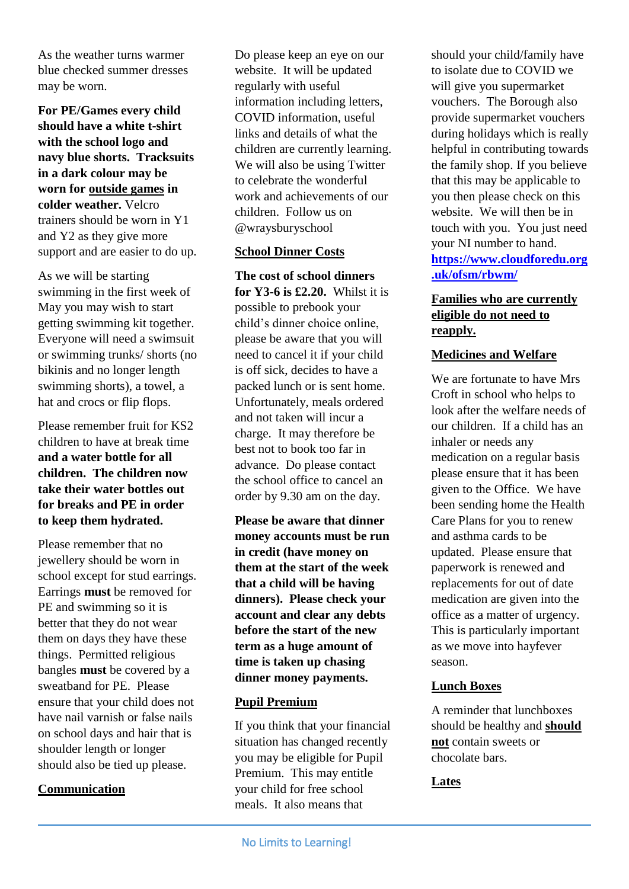As the weather turns warmer blue checked summer dresses may be worn.

**For PE/Games every child should have a white t-shirt with the school logo and navy blue shorts. Tracksuits in a dark colour may be worn for <u>outside games</u> in colder weather.** Velcro trainers should be worn in Y1 and Y2 as they give more support and are easier to do up.

As we will be starting swimming in the first week of May you may wish to start getting swimming kit together. Everyone will need a swimsuit or swimming trunks/ shorts (no bikinis and no longer length swimming shorts), a towel, a hat and crocs or flip flops.

Please remember fruit for KS2 children to have at break time **and a water bottle for all children. The children now take their water bottles out for breaks and PE in order to keep them hydrated.**

Please remember that no jewellery should be worn in school except for stud earrings. Earrings **must** be removed for PE and swimming so it is better that they do not wear them on days they have these things. Permitted religious bangles **must** be covered by a sweatband for PE. Please ensure that your child does not have nail varnish or false nails on school days and hair that is shoulder length or longer should also be tied up please.

## Communication

Do please keep an eye on our website. It will be updated regularly with useful information including letters, COVID information, useful links and details of what the children are currently learning. We will also be using Twitter to celebrate the wonderful work and achievements of our children. Follow us on @wraysburyschool

## School Dinner Costs

**The cost of school dinners for Y3-6 is £2.20.** Whilst it is possible to prebook your child's dinner choice online, please be aware that you will need to cancel it if your child is off sick, decides to have a packed lunch or is sent home. Unfortunately, meals ordered and not taken will incur a charge. It may therefore be best not to book too far in advance. Do please contact the school office to cancel an order by 9.30 am on the day.

**Please be aware that dinner money accounts must be run in credit (have money on them at the start of the week that a child will be having dinners). Please check your account and clear any debts before the start of the new term as a huge amount of time is taken up chasing dinner money payments.**

## Pupil Premium

If you think that your financial situation has changed recently you may be eligible for Pupil Premium. This may entitle your child for free school meals. It also means that should your child/family have to isolate due to COVID we will give you supermarket vouchers. The Borough also provide supermarket vouchers during holidays which is really helpful in contributing towards the family shop. If you believe that this may be applicable to you then please check on this website. We will then be in touch with you. You just need your NI number to hand. **https://www.cloudforedu.org.uk/ofsm/rbwm/**

**<u>Families who are currently eligible do not need to reapply.</u>**

## Medicines and Welfare

We are fortunate to have Mrs Croft in school who helps to look after the welfare needs of our children. If a child has an inhaler or needs any medication on a regular basis please ensure that it has been given to the Office. We have been sending home the Health Care Plans for you to renew and asthma cards to be updated. Please ensure that paperwork is renewed and replacements for out of date medication are given into the office as a matter of urgency. This is particularly important as we move into hayfever season.

## Lunch Boxes

A reminder that lunchboxes should be healthy and **<u>should not</u>** contain sweets or chocolate bars.

## Lates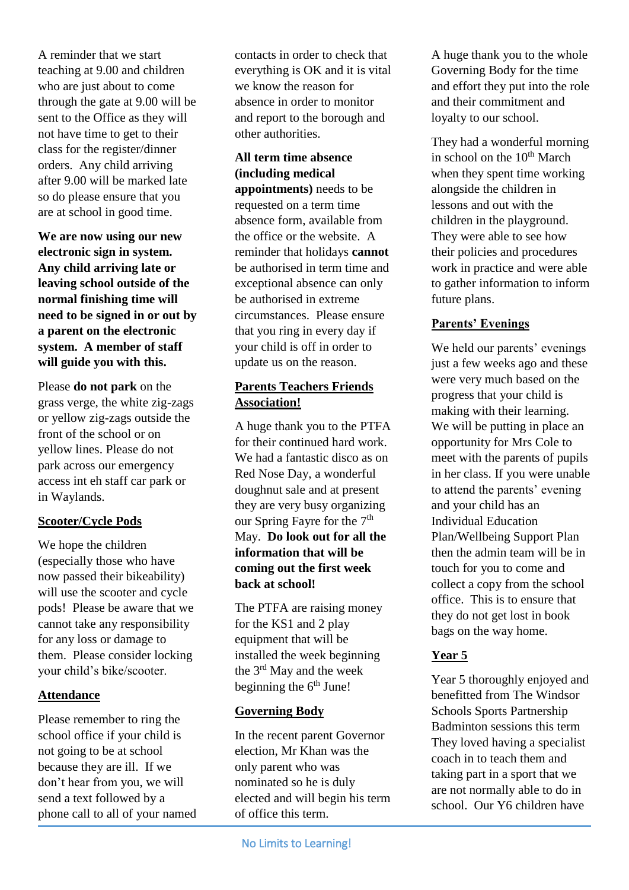A reminder that we start teaching at 9.00 and children who are just about to come through the gate at 9.00 will be sent to the Office as they will not have time to get to their class for the register/dinner orders. Any child arriving after 9.00 will be marked late so do please ensure that you are at school in good time.

**We are now using our new electronic sign in system. Any child arriving late or leaving school outside of the normal finishing time will need to be signed in or out by a parent on the electronic system. A member of staff will guide you with this.**

Please **do not park** on the grass verge, the white zig-zags or yellow zig-zags outside the front of the school or on yellow lines. Please do not park across our emergency access int eh staff car park or in Waylands.

## Scooter/Cycle Pods

We hope the children (especially those who have now passed their bikeability) will use the scooter and cycle pods! Please be aware that we cannot take any responsibility for any loss or damage to them. Please consider locking your child's bike/scooter.

## Attendance

Please remember to ring the school office if your child is not going to be at school because they are ill. If we don't hear from you, we will send a text followed by a phone call to all of your named contacts in order to check that everything is OK and it is vital we know the reason for absence in order to monitor and report to the borough and other authorities.

**All term time absence (including medical appointments)** needs to be requested on a term time absence form, available from the office or the website. A reminder that holidays **cannot** be authorised in term time and exceptional absence can only be authorised in extreme circumstances. Please ensure that you ring in every day if your child is off in order to update us on the reason.

## Parents Teachers Friends Association!

A huge thank you to the PTFA for their continued hard work. We had a fantastic disco as on Red Nose Day, a wonderful doughnut sale and at present they are very busy organizing our Spring Fayre for the 7th May. **Do look out for all the information that will be coming out the first week back at school!**

The PTFA are raising money for the KS1 and 2 play equipment that will be installed the week beginning the 3rd May and the week beginning the 6th June!

## Governing Body

In the recent parent Governor election, Mr Khan was the only parent who was nominated so he is duly elected and will begin his term of office this term.

A huge thank you to the whole Governing Body for the time and effort they put into the role and their commitment and loyalty to our school.

They had a wonderful morning in school on the 10th March when they spent time working alongside the children in lessons and out with the children in the playground. They were able to see how their policies and procedures work in practice and were able to gather information to inform future plans.

## Parents' Evenings

We held our parents' evenings just a few weeks ago and these were very much based on the progress that your child is making with their learning. We will be putting in place an opportunity for Mrs Cole to meet with the parents of pupils in her class. If you were unable to attend the parents' evening and your child has an Individual Education Plan/Wellbeing Support Plan then the admin team will be in touch for you to come and collect a copy from the school office. This is to ensure that they do not get lost in book bags on the way home.

## Year 5

Year 5 thoroughly enjoyed and benefitted from The Windsor Schools Sports Partnership Badminton sessions this term They loved having a specialist coach in to teach them and taking part in a sport that we are not normally able to do in school. Our Y6 children have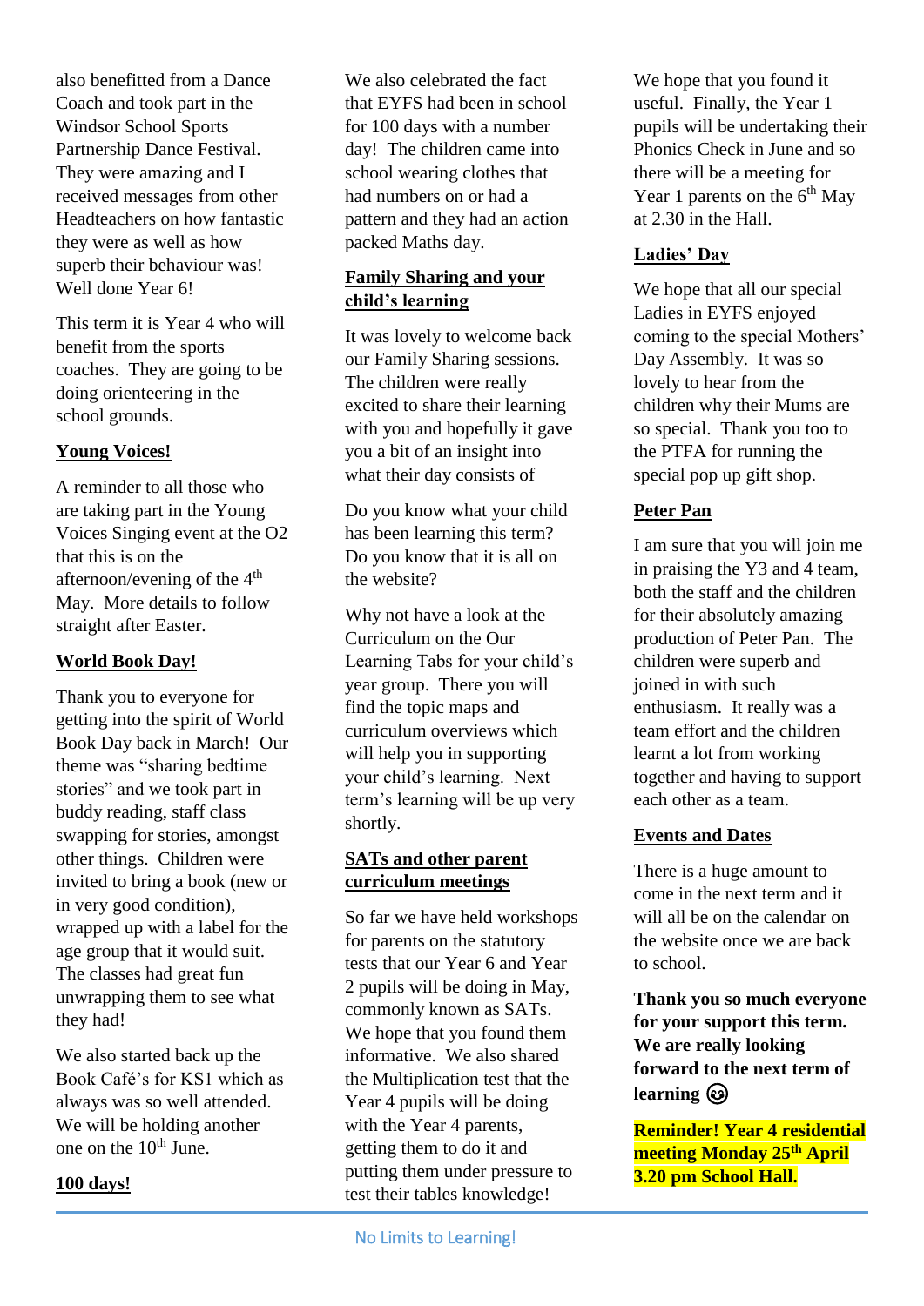also benefitted from a Dance Coach and took part in the Windsor School Sports Partnership Dance Festival. They were amazing and I received messages from other Headteachers on how fantastic they were as well as how superb their behaviour was! Well done Year 6!

This term it is Year 4 who will benefit from the sports coaches. They are going to be doing orienteering in the school grounds.

## Young Voices!

A reminder to all those who are taking part in the Young Voices Singing event at the O2 that this is on the afternoon/evening of the 4th May. More details to follow straight after Easter.

## World Book Day!

Thank you to everyone for getting into the spirit of World Book Day back in March! Our theme was "sharing bedtime stories" and we took part in buddy reading, staff class swapping for stories, amongst other things. Children were invited to bring a book (new or in very good condition), wrapped up with a label for the age group that it would suit. The classes had great fun unwrapping them to see what they had!

We also started back up the Book Café's for KS1 which as always was so well attended. We will be holding another one on the 10th June.

## 100 days!

We also celebrated the fact that EYFS had been in school for 100 days with a number day! The children came into school wearing clothes that had numbers on or had a pattern and they had an action packed Maths day.

## Family Sharing and your child's learning

It was lovely to welcome back our Family Sharing sessions. The children were really excited to share their learning with you and hopefully it gave you a bit of an insight into what their day consists of

Do you know what your child has been learning this term? Do you know that it is all on the website?

Why not have a look at the Curriculum on the Our Learning Tabs for your child's year group. There you will find the topic maps and curriculum overviews which will help you in supporting your child's learning. Next term's learning will be up very shortly.

## SATs and other parent curriculum meetings

So far we have held workshops for parents on the statutory tests that our Year 6 and Year 2 pupils will be doing in May, commonly known as SATs. We hope that you found them informative. We also shared the Multiplication test that the Year 4 pupils will be doing with the Year 4 parents, getting them to do it and putting them under pressure to test their tables knowledge! We hope that you found it useful. Finally, the Year 1 pupils will be undertaking their Phonics Check in June and so there will be a meeting for Year 1 parents on the 6th May at 2.30 in the Hall.

## Ladies' Day

We hope that all our special Ladies in EYFS enjoyed coming to the special Mothers' Day Assembly. It was so lovely to hear from the children why their Mums are so special. Thank you too to the PTFA for running the special pop up gift shop.

## Peter Pan

I am sure that you will join me in praising the Y3 and 4 team, both the staff and the children for their absolutely amazing production of Peter Pan. The children were superb and joined in with such enthusiasm. It really was a team effort and the children learnt a lot from working together and having to support each other as a team.

## Events and Dates

There is a huge amount to come in the next term and it will all be on the calendar on the website once we are back to school.

**Thank you so much everyone for your support this term. We are really looking forward to the next term of learning ☺**

**Reminder! Year 4 residential meeting Monday 25th April 3.20 pm School Hall.**